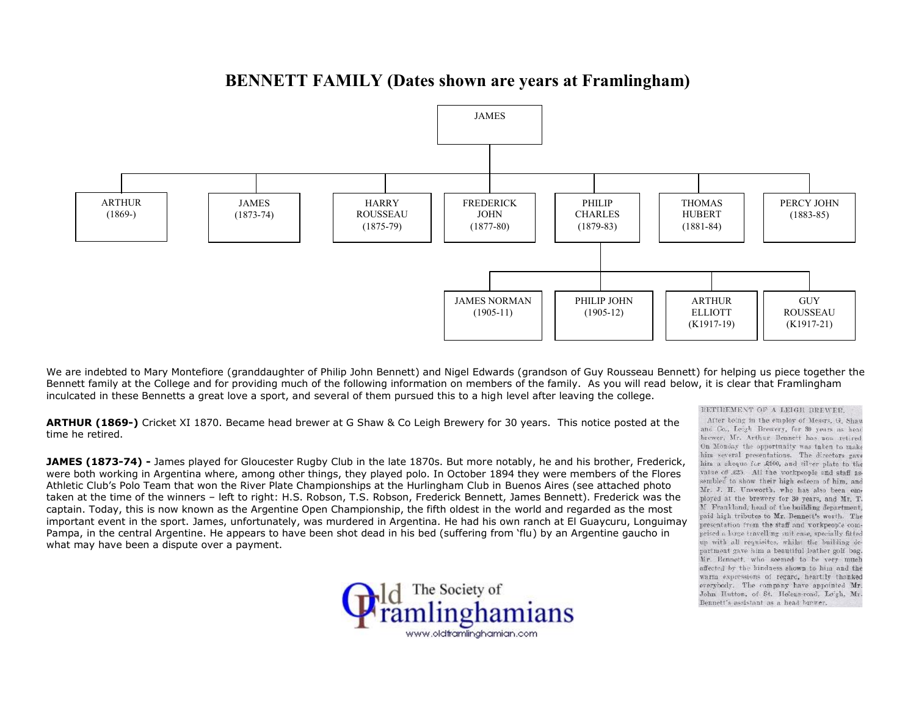# BENNETT FAMILY (Dates shown are years at Framlingham)

JAMES

- ARTHUR (1869-)
- JAMES (1873-74)
- HARRY ROUSSEAU (1875-79)
- FREDERICK JOHN (1877-80)
- PHILIP CHARLES (1879-83)
  - JAMES NORMAN (1905-11)
  - PHILIP JOHN (1905-12)
  - ARTHUR ELLIOTT (K1917-19)
  - GUY ROUSSEAU (K1917-21)
- THOMAS HUBERT (1881-84)
- PERCY JOHN (1883-85)

We are indebted to Mary Montefiore (granddaughter of Philip John Bennett) and Nigel Edwards (grandson of Guy Rousseau Bennett) for helping us piece together the Bennett family at the College and for providing much of the following information on members of the family. As you will read below, it is clear that Framlingham inculcated in these Bennetts a great love a sport, and several of them pursued this to a high level after leaving the college.

**ARTHUR (1869-)** Cricket XI 1870. Became head brewer at G Shaw & Co Leigh Brewery for 30 years. This notice posted at the time he retired.

RETIREMENT OF A LEIGH BREWER.

After being in the employ of Messrs. G. Shaw and Co., Leigh Brewery, for 30 years as head brewer, Mr. Arthur Bennett has now retired. On Monday the opportunity was taken to make him several presentations. The directors gave him a cheque for £100, and silver plate to the value of £25. All the workpeople and staff assembled to show their high esteem of him, and Mr. J. H. Unsworth, who has also been employed at the brewery for 30 years, and Mr. T. M. Frankland, head of the building department, paid high tributes to Mr. Bennett's worth. The presentation from the staff and workpeople comprised a large travelling suit case, specially fitted up with all requisites, whilst the building department gave him a beautiful leather golf bag. Mr. Bennett, who seemed to be very much affected by the kindness shown to him and the warm expressions of regard, heartily thanked everybody. The company have appointed Mr. John Hutton, of St. Helens-road, Leigh, Mr. Bennett's assistant as a head brewer.

**JAMES (1873-74) -** James played for Gloucester Rugby Club in the late 1870s. But more notably, he and his brother, Frederick, were both working in Argentina where, among other things, they played polo. In October 1894 they were members of the Flores Athletic Club's Polo Team that won the River Plate Championships at the Hurlingham Club in Buenos Aires (see attached photo taken at the time of the winners – left to right: H.S. Robson, T.S. Robson, Frederick Bennett, James Bennett). Frederick was the captain. Today, this is now known as the Argentine Open Championship, the fifth oldest in the world and regarded as the most important event in the sport. James, unfortunately, was murdered in Argentina. He had his own ranch at El Guaycuru, Longuimay Pampa, in the central Argentine. He appears to have been shot dead in his bed (suffering from 'flu) by an Argentine gaucho in what may have been a dispute over a payment.

The Society of Old Framlinghamians
www.oldframlinghamian.com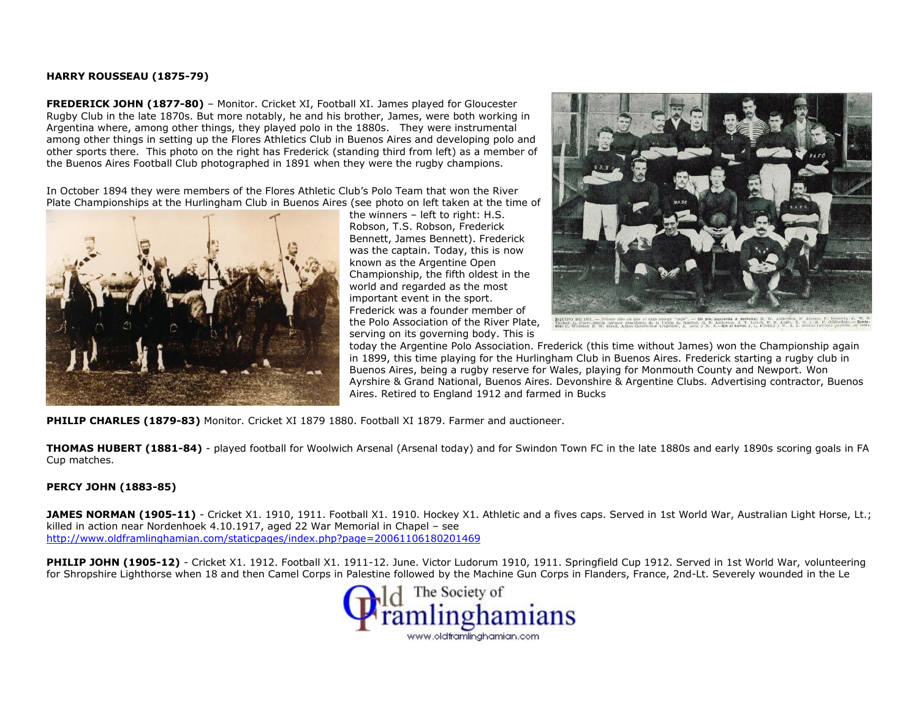**HARRY ROUSSEAU (1875-79)**

**FREDERICK JOHN (1877-80)** – Monitor. Cricket XI, Football XI. James played for Gloucester Rugby Club in the late 1870s. But more notably, he and his brother, James, were both working in Argentina where, among other things, they played polo in the 1880s. They were instrumental among other things in setting up the Flores Athletics Club in Buenos Aires and developing polo and other sports there. This photo on the right has Frederick (standing third from left) as a member of the Buenos Aires Football Club photographed in 1891 when they were the rugby champions.

In October 1894 they were members of the Flores Athletic Club's Polo Team that won the River Plate Championships at the Hurlingham Club in Buenos Aires (see photo on left taken at the time of the winners – left to right: H.S. Robson, T.S. Robson, Frederick Bennett, James Bennett). Frederick was the captain. Today, this is now known as the Argentine Open Championship, the fifth oldest in the world and regarded as the most important event in the sport. Frederick was a founder member of the Polo Association of the River Plate, serving on its governing body. This is today the Argentine Polo Association. Frederick (this time without James) won the Championship again in 1899, this time playing for the Hurlingham Club in Buenos Aires. Frederick starting a rugby club in Buenos Aires, being a rugby reserve for Wales, playing for Monmouth County and Newport. Won Ayrshire & Grand National, Buenos Aires. Devonshire & Argentine Clubs. Advertising contractor, Buenos Aires. Retired to England 1912 and farmed in Bucks

**PHILIP CHARLES (1879-83)** Monitor. Cricket XI 1879 1880. Football XI 1879. Farmer and auctioneer.

**THOMAS HUBERT (1881-84)** - played football for Woolwich Arsenal (Arsenal today) and for Swindon Town FC in the late 1880s and early 1890s scoring goals in FA Cup matches.

**PERCY JOHN (1883-85)**

**JAMES NORMAN (1905-11)** - Cricket X1. 1910, 1911. Football X1. 1910. Hockey X1. Athletic and a fives caps. Served in 1st World War, Australian Light Horse, Lt.; killed in action near Nordenhoek 4.10.1917, aged 22 War Memorial in Chapel – see http://www.oldframlinghamian.com/staticpages/index.php?page=20061106180201469

**PHILIP JOHN (1905-12)** - Cricket X1. 1912. Football X1. 1911-12. June. Victor Ludorum 1910, 1911. Springfield Cup 1912. Served in 1st World War, volunteering for Shropshire Lighthorse when 18 and then Camel Corps in Palestine followed by the Machine Gun Corps in Flanders, France, 2nd-Lt. Severely wounded in the Le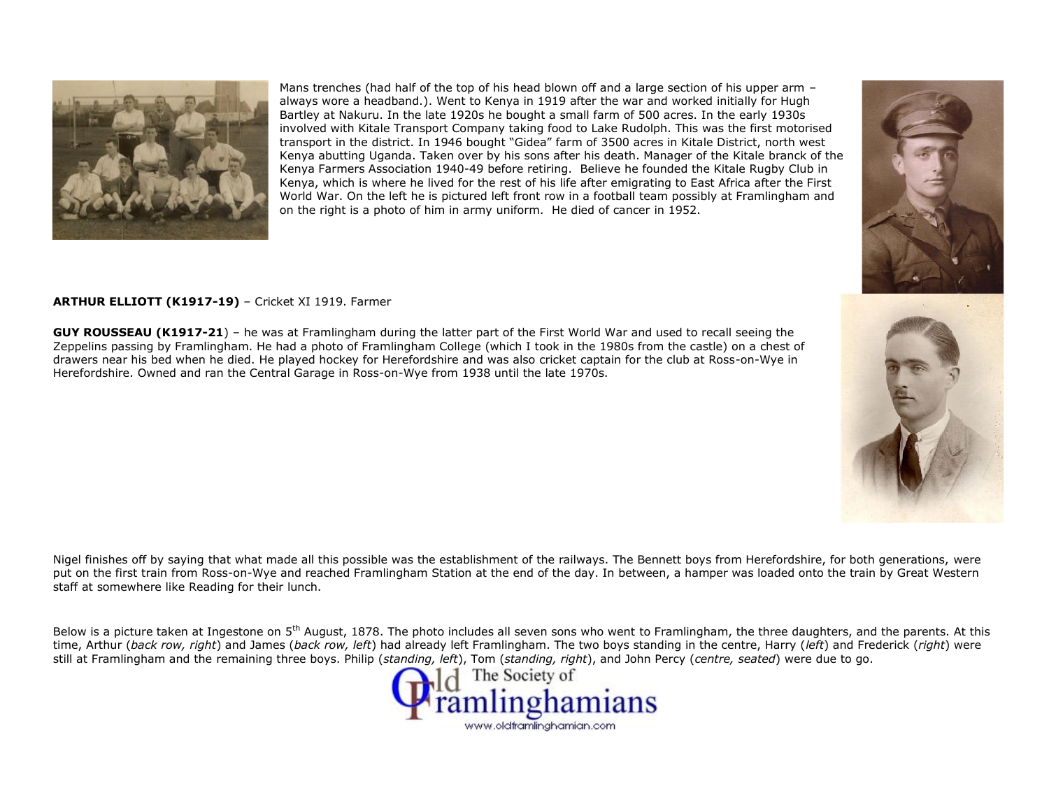Mans trenches (had half of the top of his head blown off and a large section of his upper arm – always wore a headband.). Went to Kenya in 1919 after the war and worked initially for Hugh Bartley at Nakuru. In the late 1920s he bought a small farm of 500 acres. In the early 1930s involved with Kitale Transport Company taking food to Lake Rudolph. This was the first motorised transport in the district. In 1946 bought "Gidea" farm of 3500 acres in Kitale District, north west Kenya abutting Uganda. Taken over by his sons after his death. Manager of the Kitale branck of the Kenya Farmers Association 1940-49 before retiring. Believe he founded the Kitale Rugby Club in Kenya, which is where he lived for the rest of his life after emigrating to East Africa after the First World War. On the left he is pictured left front row in a football team possibly at Framlingham and on the right is a photo of him in army uniform. He died of cancer in 1952.

**ARTHUR ELLIOTT (K1917-19)** – Cricket XI 1919. Farmer

**GUY ROUSSEAU (K1917-21**) – he was at Framlingham during the latter part of the First World War and used to recall seeing the Zeppelins passing by Framlingham. He had a photo of Framlingham College (which I took in the 1980s from the castle) on a chest of drawers near his bed when he died. He played hockey for Herefordshire and was also cricket captain for the club at Ross-on-Wye in Herefordshire. Owned and ran the Central Garage in Ross-on-Wye from 1938 until the late 1970s.

Nigel finishes off by saying that what made all this possible was the establishment of the railways. The Bennett boys from Herefordshire, for both generations, were put on the first train from Ross-on-Wye and reached Framlingham Station at the end of the day. In between, a hamper was loaded onto the train by Great Western staff at somewhere like Reading for their lunch.

Below is a picture taken at Ingestone on 5th August, 1878. The photo includes all seven sons who went to Framlingham, the three daughters, and the parents. At this time, Arthur (*back row, right*) and James (*back row, left*) had already left Framlingham. The two boys standing in the centre, Harry (*left*) and Frederick (*right*) were still at Framlingham and the remaining three boys. Philip (*standing, left*), Tom (*standing, right*), and John Percy (*centre, seated*) were due to go.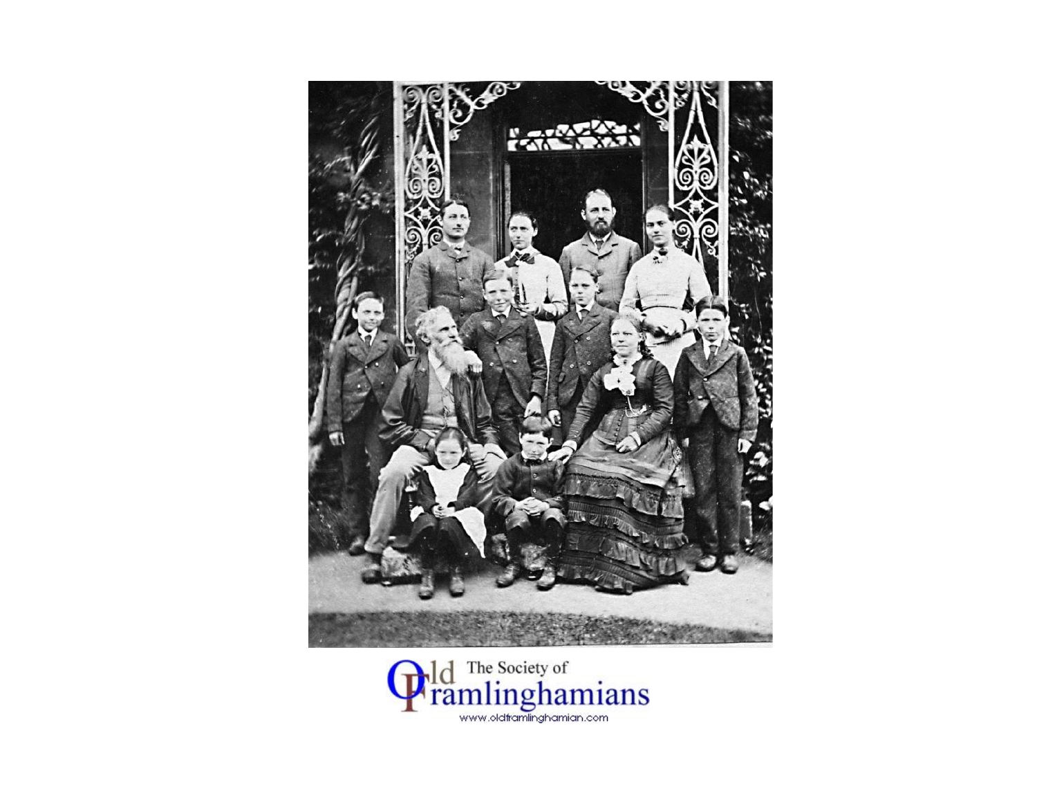The Society of Old Framlinghamians

www.oldframlinghamian.com